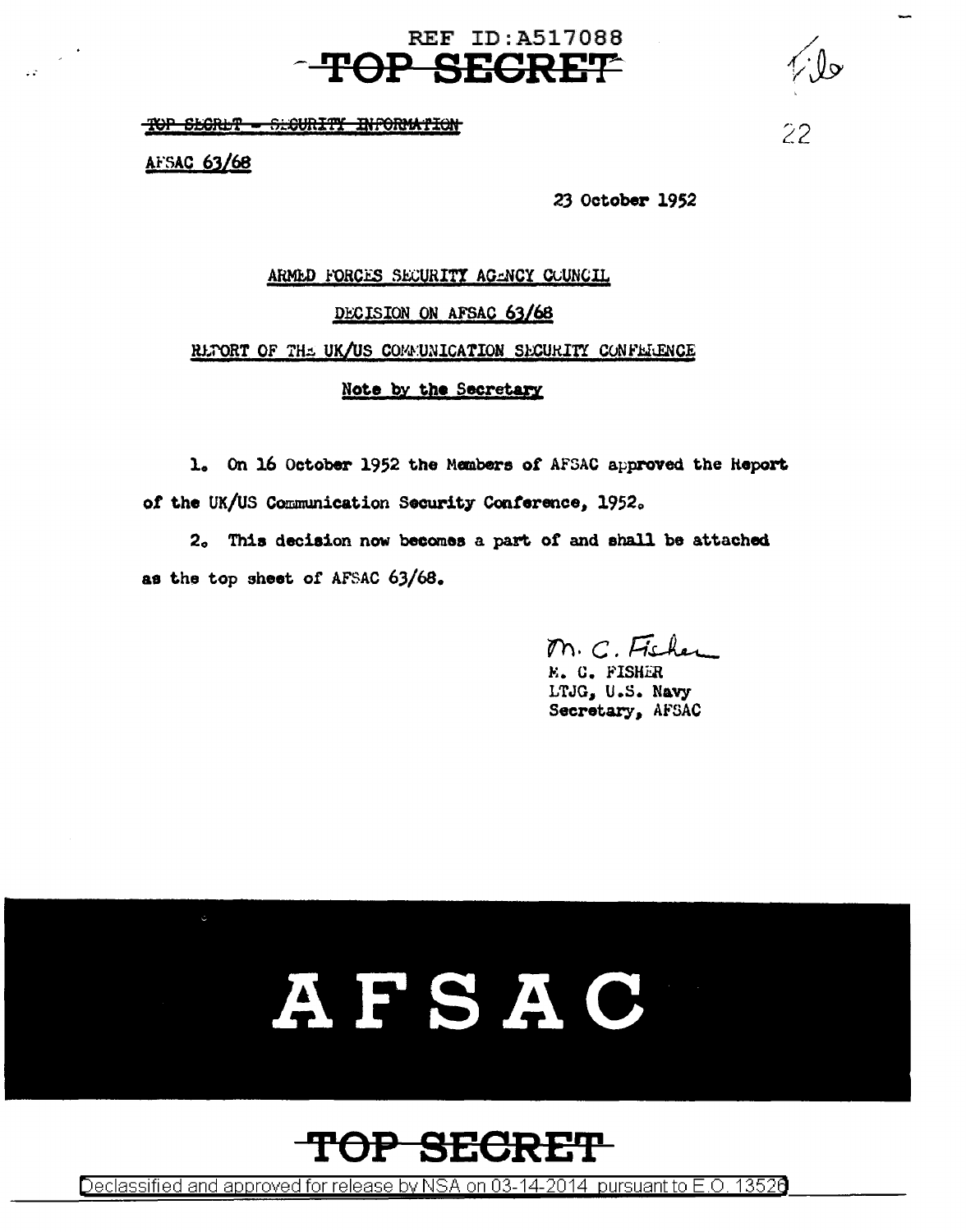REF ID:A517088

TOP SECRET

~~TOP SECRET - SECURITY INFORMATION~~

AFSAC 63/68

22

23 October 1952

ARMED FORCES SECURITY AGENCY COUNCIL

DECISION ON AFSAC 63/68

REPORT OF THE UK/US COMMUNICATION SECURITY CONFERENCE

Note by the Secretary

1. On 16 October 1952 the Members of AFSAC approved the Report of the UK/US Communication Security Conference, 1952.

2. This decision now becomes a part of and shall be attached as the top sheet of AFSAC 63/68.

M. C. Fisher
M. C. FISHER
LTJG, U.S. Navy
Secretary, AFSAC

AFSAC

TOP SECRET

Declassified and approved for release by NSA on 03-14-2014 pursuant to E.O. 13526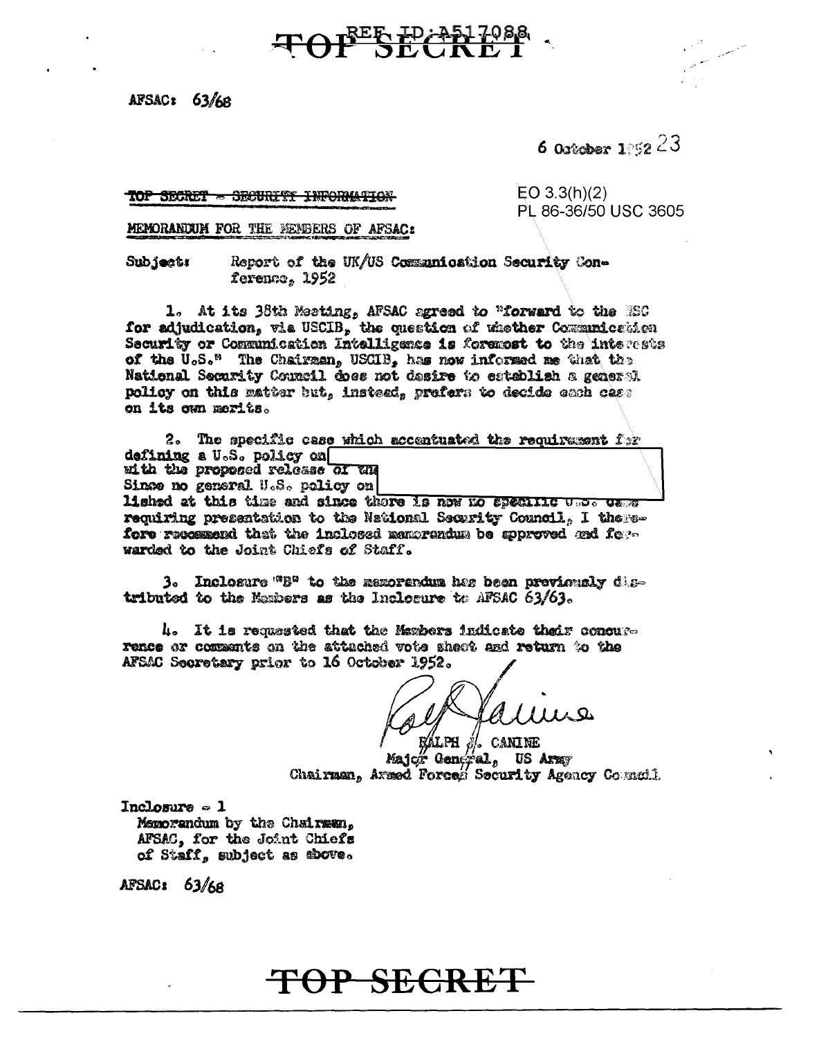AFSAC: 63/68

6 October 1952 23

~~TOP SECRET - SECURITY INFORMATION~~

EO 3.3(h)(2)
PL 86-36/50 USC 3605

MEMORANDUM FOR THE MEMBERS OF AFSAC:

Subject: Report of the UK/US Communication Security Conference, 1952

1. At its 38th Meeting, AFSAC agreed to "forward to the NSC for adjudication, via USCIB, the question of whether Communication Security or Communication Intelligence is foremost to the interests of the U.S." The Chairman, USCIB, has now informed me that the National Security Council does not desire to establish a general policy on this matter but, instead, prefers to decide each case on its own merits.

2. The specific case which accentuated the requirement for defining a U.S. policy on [REDACTED] with the proposed release of the [REDACTED] Since no general U.S. policy on [REDACTED] lished at this time and since there is now no specific U.S. case requiring presentation to the National Security Council, I therefore recommend that the inclosed memorandum be approved and forwarded to the Joint Chiefs of Staff.

3. Inclosure "B" to the memorandum has been previously distributed to the Members as the Inclosure to AFSAC 63/63.

4. It is requested that the Members indicate their concurrence or comments on the attached vote sheet and return to the AFSAC Secretary prior to 16 October 1952.

RALPH J. CANINE
Major General, US Army
Chairman, Armed Forces Security Agency Council

Inclosure - 1
Memorandum by the Chairman, AFSAC, for the Joint Chiefs of Staff, subject as above.

AFSAC: 63/68

TOP SECRET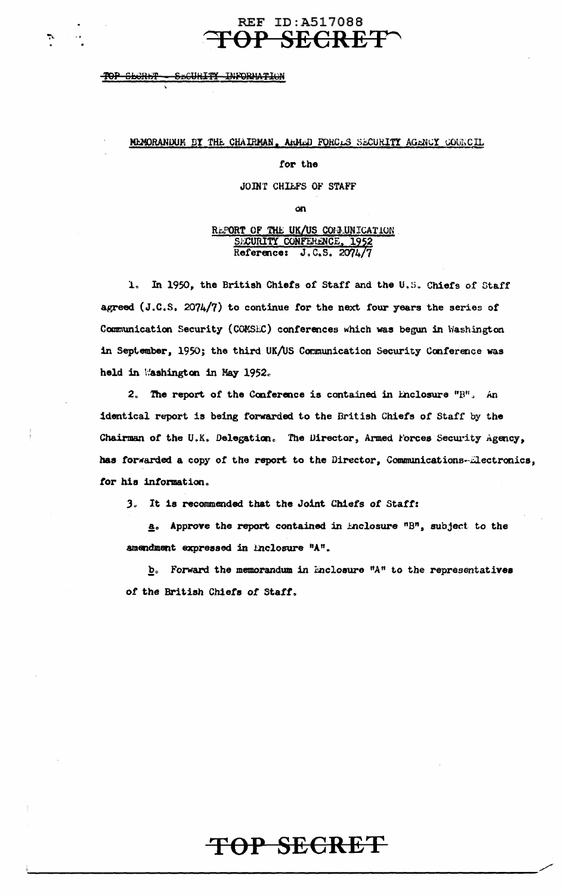TOP SECRET - SECURITY INFORMATION

MEMORANDUM BY THE CHAIRMAN, ARMED FORCES SECURITY AGENCY COUNCIL

for the

JOINT CHIEFS OF STAFF

on

REPORT OF THE UK/US COMMUNICATION SECURITY CONFERENCE, 1952
Reference: J.C.S. 2074/7

1. In 1950, the British Chiefs of Staff and the U.S. Chiefs of Staff agreed (J.C.S. 2074/7) to continue for the next four years the series of Communication Security (COMSEC) conferences which was begun in Washington in September, 1950; the third UK/US Communication Security Conference was held in Washington in May 1952.

2. The report of the Conference is contained in Enclosure "B". An identical report is being forwarded to the British Chiefs of Staff by the Chairman of the U.K. Delegation. The Director, Armed Forces Security Agency, has forwarded a copy of the report to the Director, Communications-Electronics, for his information.

3. It is recommended that the Joint Chiefs of Staff:

a. Approve the report contained in Enclosure "B", subject to the amendment expressed in Enclosure "A".

b. Forward the memorandum in Enclosure "A" to the representatives of the British Chiefs of Staff.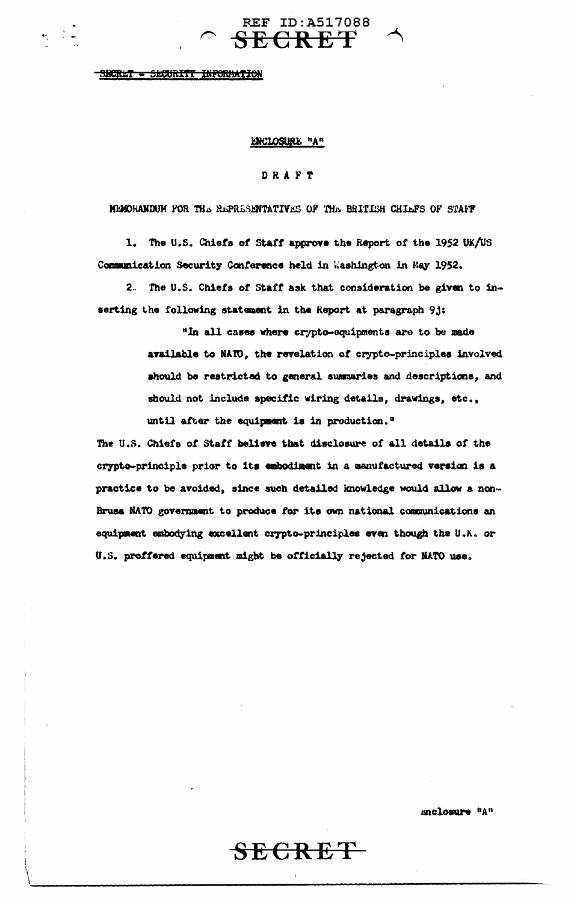REF ID:A517088

SECRET

SECRET - SECURITY INFORMATION

ENCLOSURE "A"

DRAFT

MEMORANDUM FOR THE REPRESENTATIVES OF THE BRITISH CHIEFS OF STAFF

1. The U.S. Chiefs of Staff approve the Report of the 1952 UK/US Communication Security Conference held in Washington in May 1952.

2. The U.S. Chiefs of Staff ask that consideration be given to inserting the following statement in the Report at paragraph 9j:

> "In all cases where crypto-equipments are to be made available to NATO, the revelation of crypto-principles involved should be restricted to general summaries and descriptions, and should not include specific wiring details, drawings, etc., until after the equipment is in production."

The U.S. Chiefs of Staff believe that disclosure of all details of the crypto-principle prior to its embodiment in a manufactured version is a practice to be avoided, since such detailed knowledge would allow a non-Brusa NATO government to produce for its own national communications an equipment embodying excellent crypto-principles even though the U.K. or U.S. proffered equipment might be officially rejected for NATO use.

Enclosure "A"

SECRET